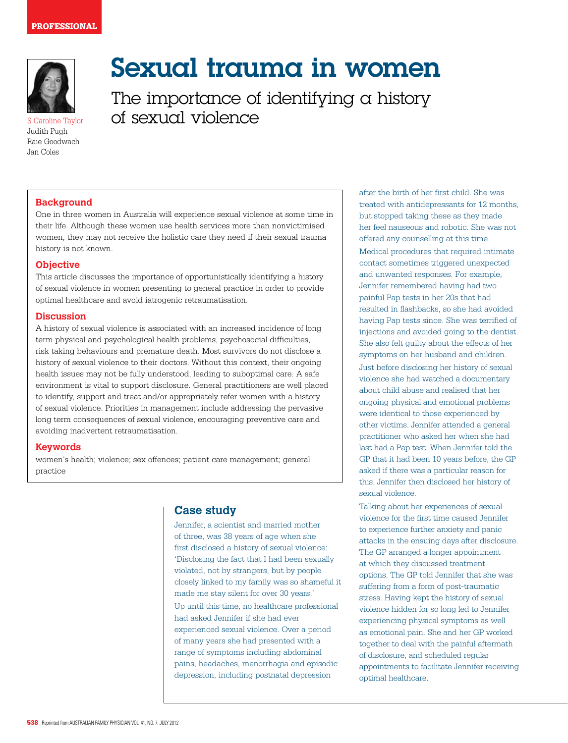PROFESSIONAL

# Sexual trauma in women

## The importance of identifying a history of sexual violence

S Caroline Taylor
Judith Pugh
Raie Goodwach
Jan Coles

### Background

One in three women in Australia will experience sexual violence at some time in their life. Although these women use health services more than nonvictimised women, they may not receive the holistic care they need if their sexual trauma history is not known.

### Objective

This article discusses the importance of opportunistically identifying a history of sexual violence in women presenting to general practice in order to provide optimal healthcare and avoid iatrogenic retraumatisation.

### Discussion

A history of sexual violence is associated with an increased incidence of long term physical and psychological health problems, psychosocial difficulties, risk taking behaviours and premature death. Most survivors do not disclose a history of sexual violence to their doctors. Without this context, their ongoing health issues may not be fully understood, leading to suboptimal care. A safe environment is vital to support disclosure. General practitioners are well placed to identify, support and treat and/or appropriately refer women with a history of sexual violence. Priorities in management include addressing the pervasive long term consequences of sexual violence, encouraging preventive care and avoiding inadvertent retraumatisation.

### Keywords

women's health; violence; sex offences; patient care management; general practice

## Case study

Jennifer, a scientist and married mother of three, was 38 years of age when she first disclosed a history of sexual violence: 'Disclosing the fact that I had been sexually violated, not by strangers, but by people closely linked to my family was so shameful it made me stay silent for over 30 years.'

Up until this time, no healthcare professional had asked Jennifer if she had ever experienced sexual violence. Over a period of many years she had presented with a range of symptoms including abdominal pains, headaches, menorrhagia and episodic depression, including postnatal depression after the birth of her first child. She was treated with antidepressants for 12 months, but stopped taking these as they made her feel nauseous and robotic. She was not offered any counselling at this time.

Medical procedures that required intimate contact sometimes triggered unexpected and unwanted responses. For example, Jennifer remembered having had two painful Pap tests in her 20s that had resulted in flashbacks, so she had avoided having Pap tests since. She was terrified of injections and avoided going to the dentist. She also felt guilty about the effects of her symptoms on her husband and children.

Just before disclosing her history of sexual violence she had watched a documentary about child abuse and realised that her ongoing physical and emotional problems were identical to those experienced by other victims. Jennifer attended a general practitioner who asked her when she had last had a Pap test. When Jennifer told the GP that it had been 10 years before, the GP asked if there was a particular reason for this. Jennifer then disclosed her history of sexual violence.

Talking about her experiences of sexual violence for the first time caused Jennifer to experience further anxiety and panic attacks in the ensuing days after disclosure. The GP arranged a longer appointment at which they discussed treatment options. The GP told Jennifer that she was suffering from a form of post-traumatic stress. Having kept the history of sexual violence hidden for so long led to Jennifer experiencing physical symptoms as well as emotional pain. She and her GP worked together to deal with the painful aftermath of disclosure, and scheduled regular appointments to facilitate Jennifer receiving optimal healthcare.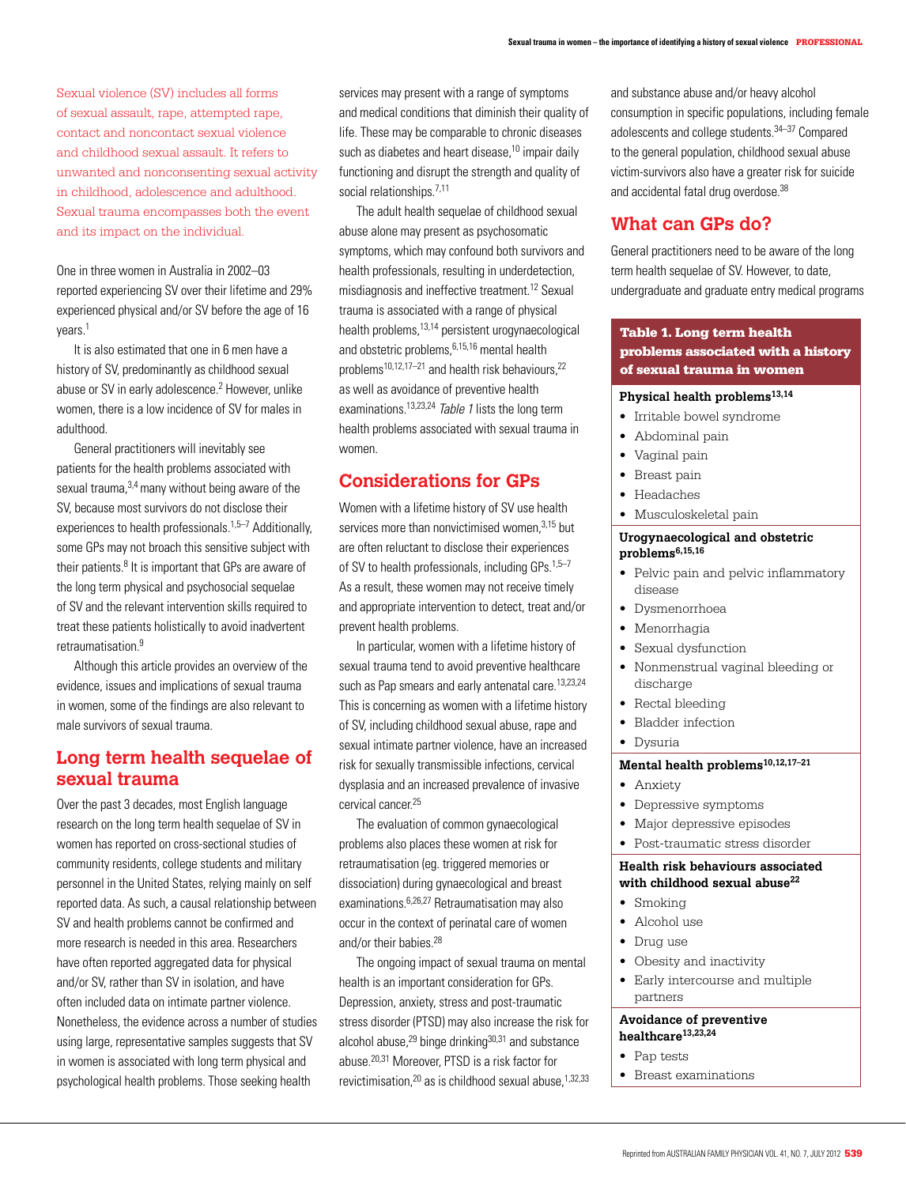Sexual violence (SV) includes all forms of sexual assault, rape, attempted rape, contact and noncontact sexual violence and childhood sexual assault. It refers to unwanted and nonconsenting sexual activity in childhood, adolescence and adulthood. Sexual trauma encompasses both the event and its impact on the individual.

One in three women in Australia in 2002–03 reported experiencing SV over their lifetime and 29% experienced physical and/or SV before the age of 16 years.[1]

It is also estimated that one in 6 men have a history of SV, predominantly as childhood sexual abuse or SV in early adolescence.[2] However, unlike women, there is a low incidence of SV for males in adulthood.

General practitioners will inevitably see patients for the health problems associated with sexual trauma,[3,4] many without being aware of the SV, because most survivors do not disclose their experiences to health professionals.[1,5–7] Additionally, some GPs may not broach this sensitive subject with their patients.[8] It is important that GPs are aware of the long term physical and psychosocial sequelae of SV and the relevant intervention skills required to treat these patients holistically to avoid inadvertent retraumatisation.[9]

Although this article provides an overview of the evidence, issues and implications of sexual trauma in women, some of the findings are also relevant to male survivors of sexual trauma.

## Long term health sequelae of sexual trauma

Over the past 3 decades, most English language research on the long term health sequelae of SV in women has reported on cross-sectional studies of community residents, college students and military personnel in the United States, relying mainly on self reported data. As such, a causal relationship between SV and health problems cannot be confirmed and more research is needed in this area. Researchers have often reported aggregated data for physical and/or SV, rather than SV in isolation, and have often included data on intimate partner violence. Nonetheless, the evidence across a number of studies using large, representative samples suggests that SV in women is associated with long term physical and psychological health problems. Those seeking health services may present with a range of symptoms and medical conditions that diminish their quality of life. These may be comparable to chronic diseases such as diabetes and heart disease,[10] impair daily functioning and disrupt the strength and quality of social relationships.[7,11]

The adult health sequelae of childhood sexual abuse alone may present as psychosomatic symptoms, which may confound both survivors and health professionals, resulting in underdetection, misdiagnosis and ineffective treatment.[12] Sexual trauma is associated with a range of physical health problems,[13,14] persistent urogynaecological and obstetric problems,[6,15,16] mental health problems[10,12,17–21] and health risk behaviours,[22] as well as avoidance of preventive health examinations.[13,23,24] *Table 1* lists the long term health problems associated with sexual trauma in women.

## Considerations for GPs

Women with a lifetime history of SV use health services more than nonvictimised women,[3,15] but are often reluctant to disclose their experiences of SV to health professionals, including GPs.[1,5–7] As a result, these women may not receive timely and appropriate intervention to detect, treat and/or prevent health problems.

In particular, women with a lifetime history of sexual trauma tend to avoid preventive healthcare such as Pap smears and early antenatal care.[13,23,24] This is concerning as women with a lifetime history of SV, including childhood sexual abuse, rape and sexual intimate partner violence, have an increased risk for sexually transmissible infections, cervical dysplasia and an increased prevalence of invasive cervical cancer.[25]

The evaluation of common gynaecological problems also places these women at risk for retraumatisation (eg. triggered memories or dissociation) during gynaecological and breast examinations.[6,26,27] Retraumatisation may also occur in the context of perinatal care of women and/or their babies.[28]

The ongoing impact of sexual trauma on mental health is an important consideration for GPs. Depression, anxiety, stress and post-traumatic stress disorder (PTSD) may also increase the risk for alcohol abuse,[29] binge drinking[30,31] and substance abuse.[20,31] Moreover, PTSD is a risk factor for revictimisation,[20] as is childhood sexual abuse,[1,32,33] and substance abuse and/or heavy alcohol consumption in specific populations, including female adolescents and college students.[34–37] Compared to the general population, childhood sexual abuse victim-survivors also have a greater risk for suicide and accidental fatal drug overdose.[38]

## What can GPs do?

General practitioners need to be aware of the long term health sequelae of SV. However, to date, undergraduate and graduate entry medical programs

**Table 1. Long term health problems associated with a history of sexual trauma in women**

**Physical health problems[13,14]**

- Irritable bowel syndrome
- Abdominal pain
- Vaginal pain
- Breast pain
- Headaches
- Musculoskeletal pain

**Urogynaecological and obstetric problems[6,15,16]**

- Pelvic pain and pelvic inflammatory disease
- Dysmenorrhoea
- Menorrhagia
- Sexual dysfunction
- Nonmenstrual vaginal bleeding or discharge
- Rectal bleeding
- Bladder infection
- Dysuria

**Mental health problems[10,12,17–21]**

- Anxiety
- Depressive symptoms
- Major depressive episodes
- Post-traumatic stress disorder

**Health risk behaviours associated with childhood sexual abuse[22]**

- Smoking
- Alcohol use
- Drug use
- Obesity and inactivity
- Early intercourse and multiple partners

**Avoidance of preventive healthcare[13,23,24]**

- Pap tests
- Breast examinations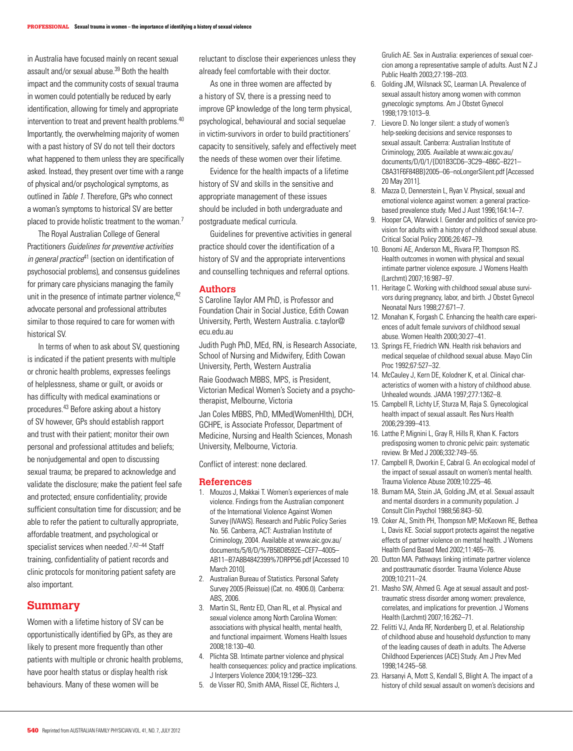in Australia have focused mainly on recent sexual assault and/or sexual abuse.[39] Both the health impact and the community costs of sexual trauma in women could potentially be reduced by early identification, allowing for timely and appropriate intervention to treat and prevent health problems.[40] Importantly, the overwhelming majority of women with a past history of SV do not tell their doctors what happened to them unless they are specifically asked. Instead, they present over time with a range of physical and/or psychological symptoms, as outlined in *Table 1*. Therefore, GPs who connect a woman's symptoms to historical SV are better placed to provide holistic treatment to the woman.[7]

The Royal Australian College of General Practitioners *Guidelines for preventive activities in general practice*[41] (section on identification of psychosocial problems), and consensus guidelines for primary care physicians managing the family unit in the presence of intimate partner violence,[42] advocate personal and professional attributes similar to those required to care for women with historical SV.

In terms of when to ask about SV, questioning is indicated if the patient presents with multiple or chronic health problems, expresses feelings of helplessness, shame or guilt, or avoids or has difficulty with medical examinations or procedures.[43] Before asking about a history of SV however, GPs should establish rapport and trust with their patient; monitor their own personal and professional attitudes and beliefs; be nonjudgemental and open to discussing sexual trauma; be prepared to acknowledge and validate the disclosure; make the patient feel safe and protected; ensure confidentiality; provide sufficient consultation time for discussion; and be able to refer the patient to culturally appropriate, affordable treatment, and psychological or specialist services when needed.[7,42–44] Staff training, confidentiality of patient records and clinic protocols for monitoring patient safety are also important.

## Summary

Women with a lifetime history of SV can be opportunistically identified by GPs, as they are likely to present more frequently than other patients with multiple or chronic health problems, have poor health status or display health risk behaviours. Many of these women will be reluctant to disclose their experiences unless they already feel comfortable with their doctor.

As one in three women are affected by a history of SV, there is a pressing need to improve GP knowledge of the long term physical, psychological, behavioural and social sequelae in victim-survivors in order to build practitioners' capacity to sensitively, safely and effectively meet the needs of these women over their lifetime.

Evidence for the health impacts of a lifetime history of SV and skills in the sensitive and appropriate management of these issues should be included in both undergraduate and postgraduate medical curricula.

Guidelines for preventive activities in general practice should cover the identification of a history of SV and the appropriate interventions and counselling techniques and referral options.

## Authors

S Caroline Taylor AM PhD, is Professor and Foundation Chair in Social Justice, Edith Cowan University, Perth, Western Australia. c.taylor@ecu.edu.au

Judith Pugh PhD, MEd, RN, is Research Associate, School of Nursing and Midwifery, Edith Cowan University, Perth, Western Australia

Raie Goodwach MBBS, MPS, is President, Victorian Medical Women's Society and a psychotherapist, Melbourne, Victoria

Jan Coles MBBS, PhD, MMed(WomenHlth), DCH, GCHPE, is Associate Professor, Department of Medicine, Nursing and Health Sciences, Monash University, Melbourne, Victoria.

Conflict of interest: none declared.

## References

1. Mouzos J, Makkai T. Women's experiences of male violence. Findings from the Australian component of the International Violence Against Women Survey (IVAWS). Research and Public Policy Series No. 56. Canberra, ACT: Australian Institute of Criminology, 2004. Available at www.aic.gov.au/documents/5/8/D/%7B58D8592E–CEF7–4005–AB11–B7A8B4842399%7DRPP56.pdf [Accessed 10 March 2010].
2. Australian Bureau of Statistics. Personal Safety Survey 2005 (Reissue) (Cat. no. 4906.0). Canberra: ABS, 2006.
3. Martin SL, Rentz ED, Chan RL, et al. Physical and sexual violence among North Carolina Women: associations with physical health, mental health, and functional impairment. Womens Health Issues 2008;18:130–40.
4. Plichta SB. Intimate partner violence and physical health consequences: policy and practice implications. J Interpers Violence 2004;19:1296–323.
5. de Visser RO, Smith AMA, Rissel CE, Richters J, Grulich AE. Sex in Australia: experiences of sexual coercion among a representative sample of adults. Aust N Z J Public Health 2003;27:198–203.
6. Golding JM, Wilsnack SC, Learman LA. Prevalence of sexual assault history among women with common gynecologic symptoms. Am J Obstet Gynecol 1998;179:1013–9.
7. Lievore D. No longer silent: a study of women's help-seeking decisions and service responses to sexual assault. Canberra: Australian Institute of Criminology, 2005. Available at www.aic.gov.au/documents/D/0/1/{D01B3CD6–3C29–4B6C–B221–C8A31F6F84BB}2005–06–noLongerSilent.pdf [Accessed 20 May 2011].
8. Mazza D, Dennerstein L, Ryan V. Physical, sexual and emotional violence against women: a general practice-based prevalence study. Med J Aust 1996;164:14–7.
9. Hooper CA, Warwick I. Gender and politics of service provision for adults with a history of childhood sexual abuse. Critical Social Policy 2006;26:467–79.
10. Bonomi AE, Anderson ML, Rivara FP, Thompson RS. Health outcomes in women with physical and sexual intimate partner violence exposure. J Womens Health (Larchmt) 2007;16:987–97.
11. Heritage C. Working with childhood sexual abuse survivors during pregnancy, labor, and birth. J Obstet Gynecol Neonatal Nurs 1998;27:671–7.
12. Monahan K, Forgash C. Enhancing the health care experiences of adult female survivors of childhood sexual abuse. Women Health 2000;30:27–41.
13. Springs FE, Friedrich WN. Health risk behaviors and medical sequelae of childhood sexual abuse. Mayo Clin Proc 1992;67:527–32.
14. McCauley J, Kern DE, Kolodner K, et al. Clinical characteristics of women with a history of childhood abuse. Unhealed wounds. JAMA 1997;277:1362–8.
15. Campbell R, Lichty LF, Sturza M, Raja S. Gynecological health impact of sexual assault. Res Nurs Health 2006;29:399–413.
16. Latthe P, Mignini L, Gray R, Hills R, Khan K. Factors predisposing women to chronic pelvic pain: systematic review. Br Med J 2006;332:749–55.
17. Campbell R, Dworkin E, Cabral G. An ecological model of the impact of sexual assault on women's mental health. Trauma Violence Abuse 2009;10:225–46.
18. Burnam MA, Stein JA, Golding JM, et al. Sexual assault and mental disorders in a community population. J Consult Clin Psychol 1988;56:843–50.
19. Coker AL, Smith PH, Thompson MP, McKeown RE, Bethea L, Davis KE. Social support protects against the negative effects of partner violence on mental health. J Womens Health Gend Based Med 2002;11:465–76.
20. Dutton MA. Pathways linking intimate partner violence and posttraumatic disorder. Trauma Violence Abuse 2009;10:211–24.
21. Masho SW, Ahmed G. Age at sexual assault and post-traumatic stress disorder among women: prevalence, correlates, and implications for prevention. J Womens Health (Larchmt) 2007;16:262–71.
22. Felitti VJ, Anda RF, Nordenberg D, et al. Relationship of childhood abuse and household dysfunction to many of the leading causes of death in adults. The Adverse Childhood Experiences (ACE) Study. Am J Prev Med 1998;14:245–58.
23. Harsanyi A, Mott S, Kendall S, Blight A. The impact of a history of child sexual assault on women's decisions and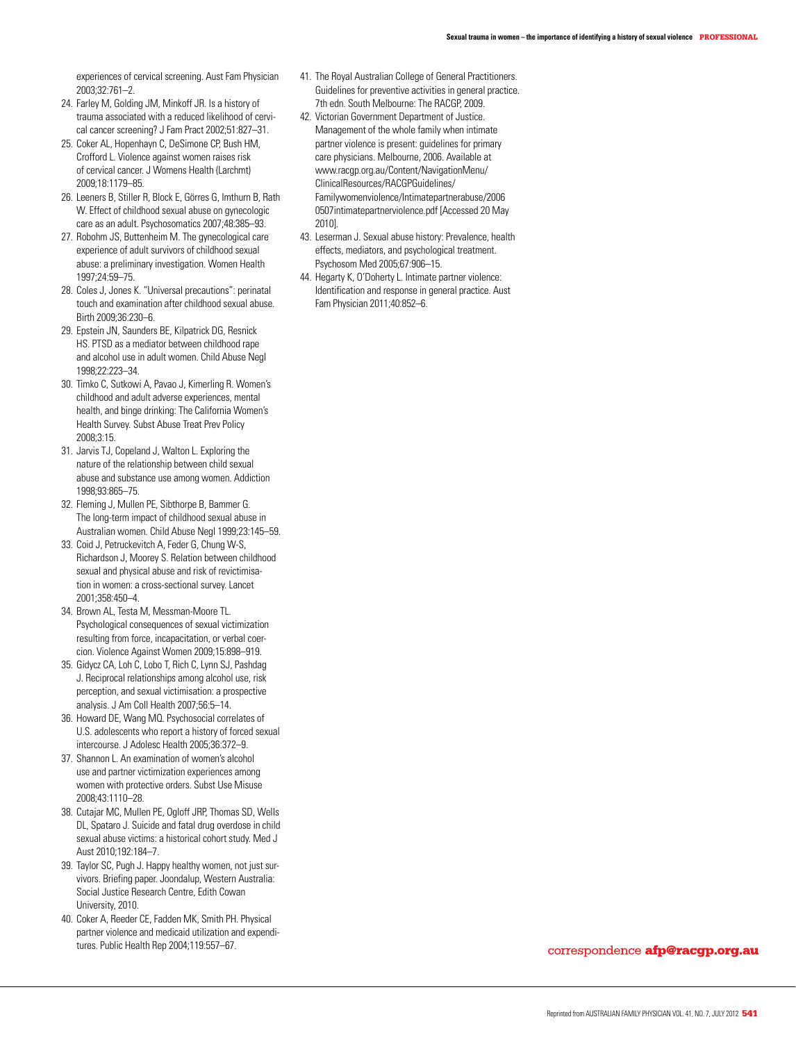experiences of cervical screening. Aust Fam Physician 2003;32:761–2.

24. Farley M, Golding JM, Minkoff JR. Is a history of trauma associated with a reduced likelihood of cervical cancer screening? J Fam Pract 2002;51:827–31.
25. Coker AL, Hopenhayn C, DeSimone CP, Bush HM, Crofford L. Violence against women raises risk of cervical cancer. J Womens Health (Larchmt) 2009;18:1179–85.
26. Leeners B, Stiller R, Block E, Görres G, Imthurn B, Rath W. Effect of childhood sexual abuse on gynecologic care as an adult. Psychosomatics 2007;48:385–93.
27. Robohm JS, Buttenheim M. The gynecological care experience of adult survivors of childhood sexual abuse: a preliminary investigation. Women Health 1997;24:59–75.
28. Coles J, Jones K. "Universal precautions": perinatal touch and examination after childhood sexual abuse. Birth 2009;36:230–6.
29. Epstein JN, Saunders BE, Kilpatrick DG, Resnick HS. PTSD as a mediator between childhood rape and alcohol use in adult women. Child Abuse Negl 1998;22:223–34.
30. Timko C, Sutkowi A, Pavao J, Kimerling R. Women's childhood and adult adverse experiences, mental health, and binge drinking: The California Women's Health Survey. Subst Abuse Treat Prev Policy 2008;3:15.
31. Jarvis TJ, Copeland J, Walton L. Exploring the nature of the relationship between child sexual abuse and substance use among women. Addiction 1998;93:865–75.
32. Fleming J, Mullen PE, Sibthorpe B, Bammer G. The long-term impact of childhood sexual abuse in Australian women. Child Abuse Negl 1999;23:145–59.
33. Coid J, Petruckevitch A, Feder G, Chung W-S, Richardson J, Moorey S. Relation between childhood sexual and physical abuse and risk of revictimisation in women: a cross-sectional survey. Lancet 2001;358:450–4.
34. Brown AL, Testa M, Messman-Moore TL. Psychological consequences of sexual victimization resulting from force, incapacitation, or verbal coercion. Violence Against Women 2009;15:898–919.
35. Gidycz CA, Loh C, Lobo T, Rich C, Lynn SJ, Pashdag J. Reciprocal relationships among alcohol use, risk perception, and sexual victimisation: a prospective analysis. J Am Coll Health 2007;56:5–14.
36. Howard DE, Wang MQ. Psychosocial correlates of U.S. adolescents who report a history of forced sexual intercourse. J Adolesc Health 2005;36:372–9.
37. Shannon L. An examination of women's alcohol use and partner victimization experiences among women with protective orders. Subst Use Misuse 2008;43:1110–28.
38. Cutajar MC, Mullen PE, Ogloff JRP, Thomas SD, Wells DL, Spataro J. Suicide and fatal drug overdose in child sexual abuse victims: a historical cohort study. Med J Aust 2010;192:184–7.
39. Taylor SC, Pugh J. Happy healthy women, not just survivors. Briefing paper. Joondalup, Western Australia: Social Justice Research Centre, Edith Cowan University, 2010.
40. Coker A, Reeder CE, Fadden MK, Smith PH. Physical partner violence and medicaid utilization and expenditures. Public Health Rep 2004;119:557–67.
41. The Royal Australian College of General Practitioners. Guidelines for preventive activities in general practice. 7th edn. South Melbourne: The RACGP, 2009.
42. Victorian Government Department of Justice. Management of the whole family when intimate partner violence is present: guidelines for primary care physicians. Melbourne, 2006. Available at www.racgp.org.au/Content/NavigationMenu/ClinicalResources/RACGPGuidelines/Familywomenviolence/Intimatepartnerabuse/20060507intimatepartnerviolence.pdf [Accessed 20 May 2010].
43. Leserman J. Sexual abuse history: Prevalence, health effects, mediators, and psychological treatment. Psychosom Med 2005;67:906–15.
44. Hegarty K, O'Doherty L. Intimate partner violence: Identification and response in general practice. Aust Fam Physician 2011;40:852–6.

correspondence **afp@racgp.org.au**